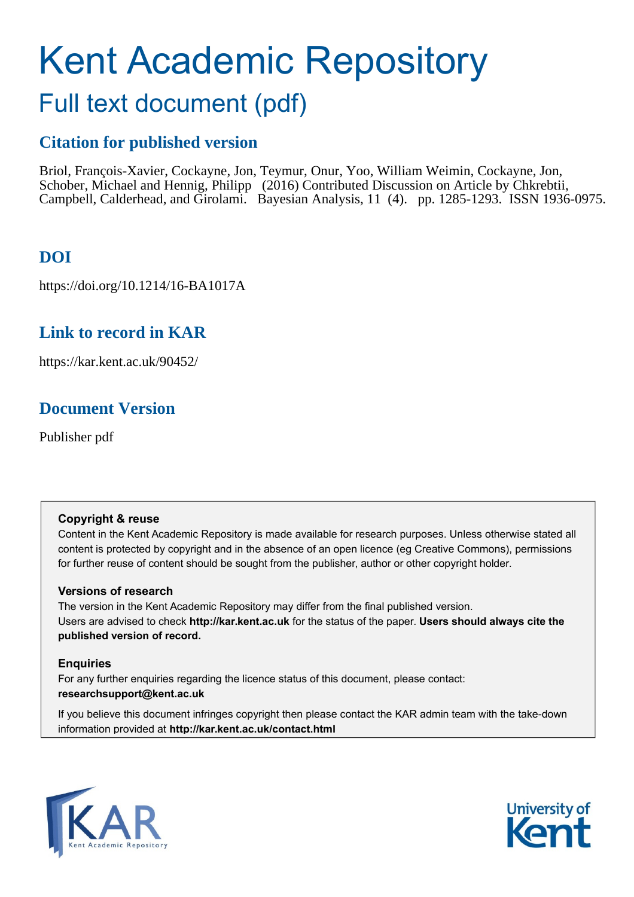# Kent Academic Repository

## Full text document (pdf)

### Citation for published version

Briol, François-Xavier, Cockayne, Jon, Teymur, Onur, Yoo, William Weimin, Cockayne, Jon, Schober, Michael and Hennig, Philipp (2016) Contributed Discussion on Article by Chkrebtii, Campbell, Calderhead, and Girolami. Bayesian Analysis, 11 (4). pp. 1285-1293. ISSN 1936-0975.

### DOI

https://doi.org/10.1214/16-BA1017A

### Link to record in KAR

https://kar.kent.ac.uk/90452/

### Document Version

Publisher pdf

**Copyright & reuse**

Content in the Kent Academic Repository is made available for research purposes. Unless otherwise stated all content is protected by copyright and in the absence of an open licence (eg Creative Commons), permissions for further reuse of content should be sought from the publisher, author or other copyright holder.

**Versions of research**

The version in the Kent Academic Repository may differ from the final published version.
Users are advised to check **http://kar.kent.ac.uk** for the status of the paper. **Users should always cite the published version of record.**

**Enquiries**

For any further enquiries regarding the licence status of this document, please contact:
**researchsupport@kent.ac.uk**

If you believe this document infringes copyright then please contact the KAR admin team with the take-down information provided at **http://kar.kent.ac.uk/contact.html**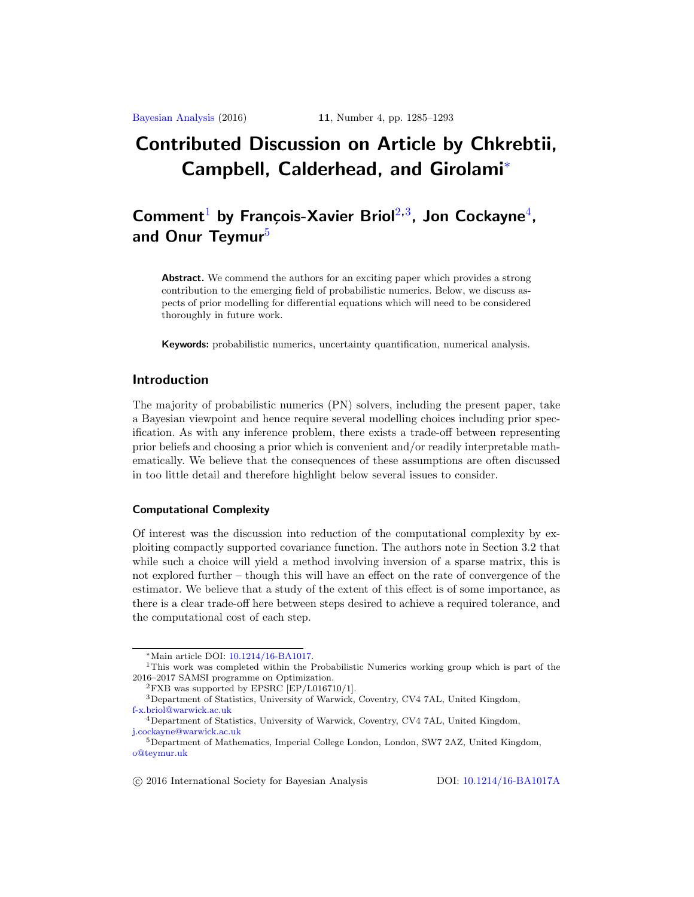# Contributed Discussion on Article by Chkrebtii, Campbell, Calderhead, and Girolami[*]

## Comment[1] by François-Xavier Briol[2,3], Jon Cockayne[4], and Onur Teymur[5]

**Abstract.** We commend the authors for an exciting paper which provides a strong contribution to the emerging field of probabilistic numerics. Below, we discuss aspects of prior modelling for differential equations which will need to be considered thoroughly in future work.

**Keywords:** probabilistic numerics, uncertainty quantification, numerical analysis.

## Introduction

The majority of probabilistic numerics (PN) solvers, including the present paper, take a Bayesian viewpoint and hence require several modelling choices including prior specification. As with any inference problem, there exists a trade-off between representing prior beliefs and choosing a prior which is convenient and/or readily interpretable mathematically. We believe that the consequences of these assumptions are often discussed in too little detail and therefore highlight below several issues to consider.

### Computational Complexity

Of interest was the discussion into reduction of the computational complexity by exploiting compactly supported covariance function. The authors note in Section 3.2 that while such a choice will yield a method involving inversion of a sparse matrix, this is not explored further – though this will have an effect on the rate of convergence of the estimator. We believe that a study of the extent of this effect is of some importance, as there is a clear trade-off here between steps desired to achieve a required tolerance, and the computational cost of each step.

---

[*] Main article DOI: 10.1214/16-BA1017.

[1] This work was completed within the Probabilistic Numerics working group which is part of the 2016–2017 SAMSI programme on Optimization.

[2] FXB was supported by EPSRC [EP/L016710/1].

[3] Department of Statistics, University of Warwick, Coventry, CV4 7AL, United Kingdom, f-x.briol@warwick.ac.uk

[4] Department of Statistics, University of Warwick, Coventry, CV4 7AL, United Kingdom, j.cockayne@warwick.ac.uk

[5] Department of Mathematics, Imperial College London, London, SW7 2AZ, United Kingdom, o@teymur.uk

© 2016 International Society for Bayesian Analysis DOI: 10.1214/16-BA1017A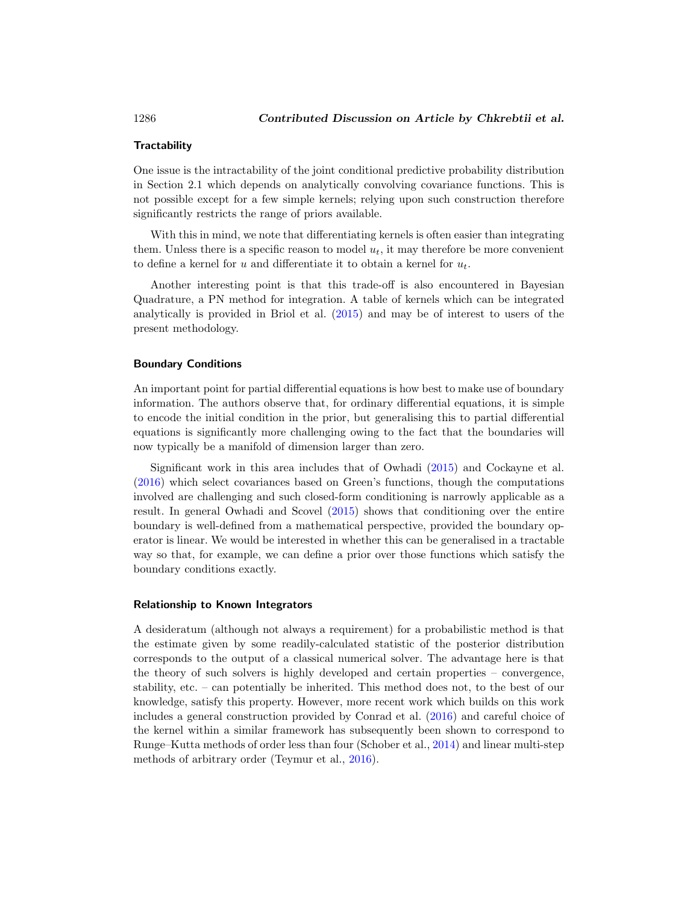### Tractability

One issue is the intractability of the joint conditional predictive probability distribution in Section 2.1 which depends on analytically convolving covariance functions. This is not possible except for a few simple kernels; relying upon such construction therefore significantly restricts the range of priors available.

With this in mind, we note that differentiating kernels is often easier than integrating them. Unless there is a specific reason to model $u_t$, it may therefore be more convenient to define a kernel for $u$ and differentiate it to obtain a kernel for $u_t$.

Another interesting point is that this trade-off is also encountered in Bayesian Quadrature, a PN method for integration. A table of kernels which can be integrated analytically is provided in Briol et al. (2015) and may be of interest to users of the present methodology.

### Boundary Conditions

An important point for partial differential equations is how best to make use of boundary information. The authors observe that, for ordinary differential equations, it is simple to encode the initial condition in the prior, but generalising this to partial differential equations is significantly more challenging owing to the fact that the boundaries will now typically be a manifold of dimension larger than zero.

Significant work in this area includes that of Owhadi (2015) and Cockayne et al. (2016) which select covariances based on Green's functions, though the computations involved are challenging and such closed-form conditioning is narrowly applicable as a result. In general Owhadi and Scovel (2015) shows that conditioning over the entire boundary is well-defined from a mathematical perspective, provided the boundary operator is linear. We would be interested in whether this can be generalised in a tractable way so that, for example, we can define a prior over those functions which satisfy the boundary conditions exactly.

### Relationship to Known Integrators

A desideratum (although not always a requirement) for a probabilistic method is that the estimate given by some readily-calculated statistic of the posterior distribution corresponds to the output of a classical numerical solver. The advantage here is that the theory of such solvers is highly developed and certain properties – convergence, stability, etc. – can potentially be inherited. This method does not, to the best of our knowledge, satisfy this property. However, more recent work which builds on this work includes a general construction provided by Conrad et al. (2016) and careful choice of the kernel within a similar framework has subsequently been shown to correspond to Runge–Kutta methods of order less than four (Schober et al., 2014) and linear multi-step methods of arbitrary order (Teymur et al., 2016).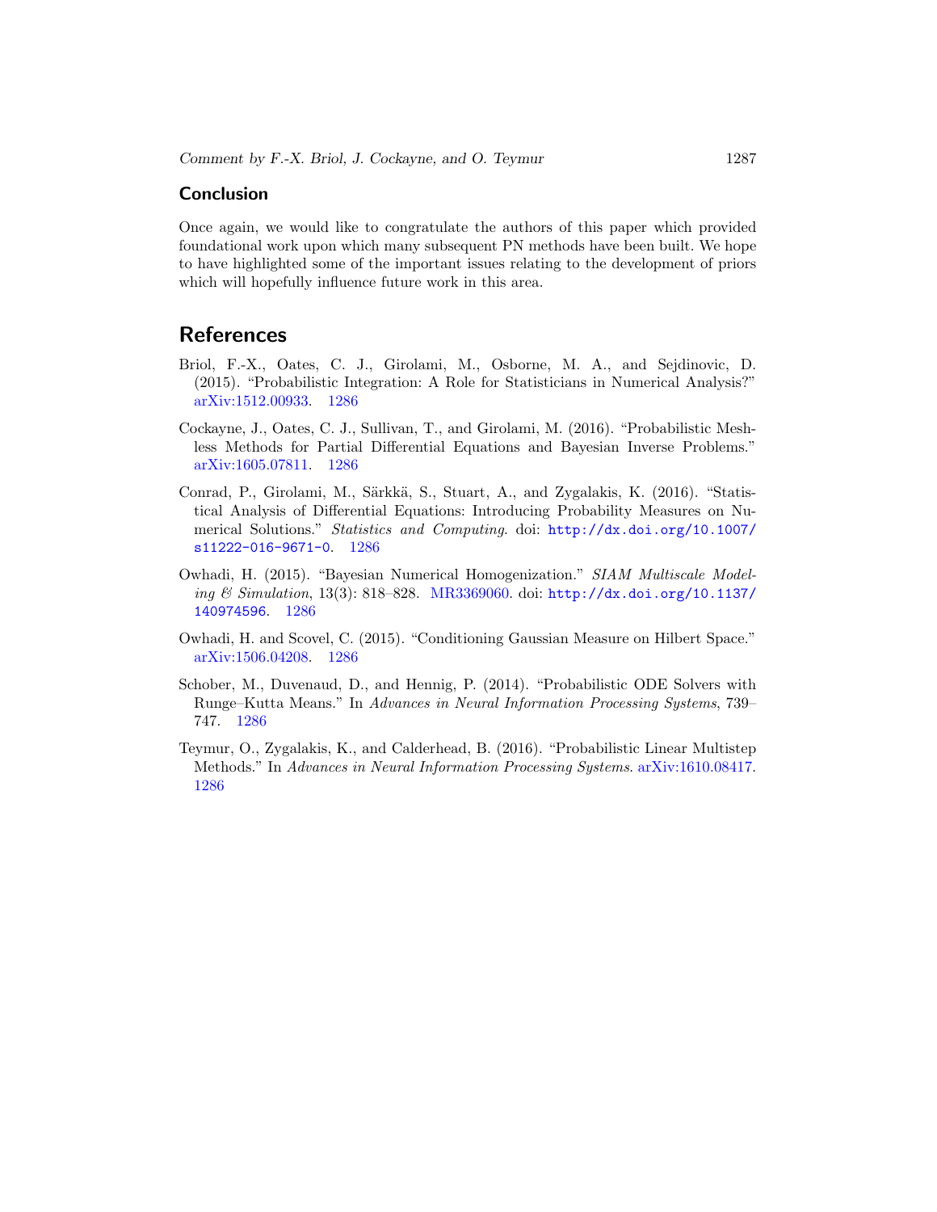## Conclusion

Once again, we would like to congratulate the authors of this paper which provided foundational work upon which many subsequent PN methods have been built. We hope to have highlighted some of the important issues relating to the development of priors which will hopefully influence future work in this area.

## References

Briol, F.-X., Oates, C. J., Girolami, M., Osborne, M. A., and Sejdinovic, D. (2015). "Probabilistic Integration: A Role for Statisticians in Numerical Analysis?" arXiv:1512.00933. 1286

Cockayne, J., Oates, C. J., Sullivan, T., and Girolami, M. (2016). "Probabilistic Meshless Methods for Partial Differential Equations and Bayesian Inverse Problems." arXiv:1605.07811. 1286

Conrad, P., Girolami, M., Särkkä, S., Stuart, A., and Zygalakis, K. (2016). "Statistical Analysis of Differential Equations: Introducing Probability Measures on Numerical Solutions." *Statistics and Computing*. doi: http://dx.doi.org/10.1007/s11222-016-9671-0. 1286

Owhadi, H. (2015). "Bayesian Numerical Homogenization." *SIAM Multiscale Modeling & Simulation*, 13(3): 818–828. MR3369060. doi: http://dx.doi.org/10.1137/140974596. 1286

Owhadi, H. and Scovel, C. (2015). "Conditioning Gaussian Measure on Hilbert Space." arXiv:1506.04208. 1286

Schober, M., Duvenaud, D., and Hennig, P. (2014). "Probabilistic ODE Solvers with Runge–Kutta Means." In *Advances in Neural Information Processing Systems*, 739–747. 1286

Teymur, O., Zygalakis, K., and Calderhead, B. (2016). "Probabilistic Linear Multistep Methods." In *Advances in Neural Information Processing Systems*. arXiv:1610.08417. 1286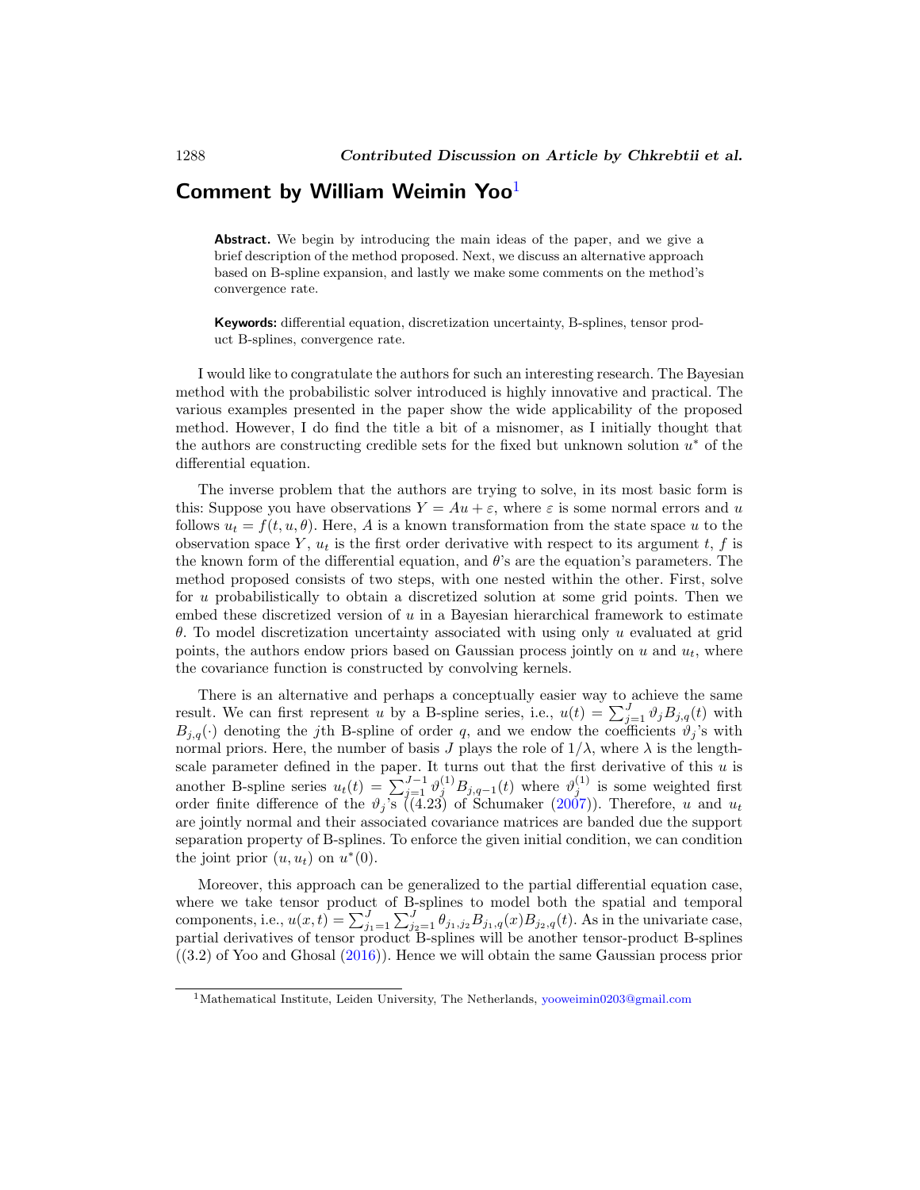## Comment by William Weimin Yoo[1]

**Abstract.** We begin by introducing the main ideas of the paper, and we give a brief description of the method proposed. Next, we discuss an alternative approach based on B-spline expansion, and lastly we make some comments on the method's convergence rate.

**Keywords:** differential equation, discretization uncertainty, B-splines, tensor product B-splines, convergence rate.

I would like to congratulate the authors for such an interesting research. The Bayesian method with the probabilistic solver introduced is highly innovative and practical. The various examples presented in the paper show the wide applicability of the proposed method. However, I do find the title a bit of a misnomer, as I initially thought that the authors are constructing credible sets for the fixed but unknown solution $u^*$ of the differential equation.

The inverse problem that the authors are trying to solve, in its most basic form is this: Suppose you have observations $Y = Au + \varepsilon$, where $\varepsilon$ is some normal errors and $u$ follows $u_t = f(t, u, \theta)$. Here, $A$ is a known transformation from the state space $u$ to the observation space $Y$, $u_t$ is the first order derivative with respect to its argument $t$, $f$ is the known form of the differential equation, and $\theta$'s are the equation's parameters. The method proposed consists of two steps, with one nested within the other. First, solve for $u$ probabilistically to obtain a discretized solution at some grid points. Then we embed these discretized version of $u$ in a Bayesian hierarchical framework to estimate $\theta$. To model discretization uncertainty associated with using only $u$ evaluated at grid points, the authors endow priors based on Gaussian process jointly on $u$ and $u_t$, where the covariance function is constructed by convolving kernels.

There is an alternative and perhaps a conceptually easier way to achieve the same result. We can first represent $u$ by a B-spline series, i.e., $u(t) = \sum_{j=1}^{J} \vartheta_j B_{j,q}(t)$ with $B_{j,q}(\cdot)$ denoting the $j$th B-spline of order $q$, and we endow the coefficients $\vartheta_j$'s with normal priors. Here, the number of basis $J$ plays the role of $1/\lambda$, where $\lambda$ is the length-scale parameter defined in the paper. It turns out that the first derivative of this $u$ is another B-spline series $u_t(t) = \sum_{j=1}^{J-1} \vartheta_j^{(1)} B_{j,q-1}(t)$ where $\vartheta_j^{(1)}$ is some weighted first order finite difference of the $\vartheta_j$'s ((4.23) of Schumaker (2007)). Therefore, $u$ and $u_t$ are jointly normal and their associated covariance matrices are banded due the support separation property of B-splines. To enforce the given initial condition, we can condition the joint prior $(u, u_t)$ on $u^*(0)$.

Moreover, this approach can be generalized to the partial differential equation case, where we take tensor product of B-splines to model both the spatial and temporal components, i.e., $u(x,t) = \sum_{j_1=1}^{J} \sum_{j_2=1}^{J} \theta_{j_1,j_2} B_{j_1,q}(x) B_{j_2,q}(t)$. As in the univariate case, partial derivatives of tensor product B-splines will be another tensor-product B-splines ((3.2) of Yoo and Ghosal (2016)). Hence we will obtain the same Gaussian process prior

[1] Mathematical Institute, Leiden University, The Netherlands, yooweimin0203@gmail.com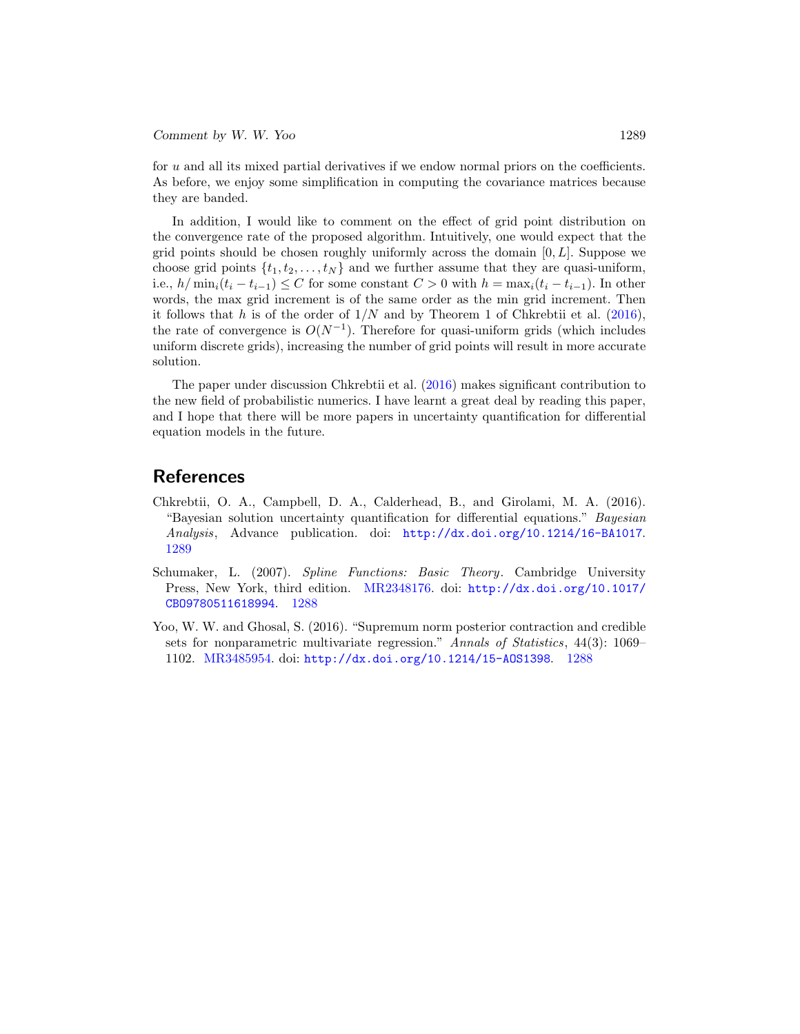for $u$ and all its mixed partial derivatives if we endow normal priors on the coefficients. As before, we enjoy some simplification in computing the covariance matrices because they are banded.

In addition, I would like to comment on the effect of grid point distribution on the convergence rate of the proposed algorithm. Intuitively, one would expect that the grid points should be chosen roughly uniformly across the domain $[0, L]$. Suppose we choose grid points $\{t_1, t_2, \ldots, t_N\}$ and we further assume that they are quasi-uniform, i.e., $h/\min_i(t_i - t_{i-1}) \leq C$ for some constant $C > 0$ with $h = \max_i(t_i - t_{i-1})$. In other words, the max grid increment is of the same order as the min grid increment. Then it follows that $h$ is of the order of $1/N$ and by Theorem 1 of Chkrebtii et al. (2016), the rate of convergence is $O(N^{-1})$. Therefore for quasi-uniform grids (which includes uniform discrete grids), increasing the number of grid points will result in more accurate solution.

The paper under discussion Chkrebtii et al. (2016) makes significant contribution to the new field of probabilistic numerics. I have learnt a great deal by reading this paper, and I hope that there will be more papers in uncertainty quantification for differential equation models in the future.

## References

Chkrebtii, O. A., Campbell, D. A., Calderhead, B., and Girolami, M. A. (2016). "Bayesian solution uncertainty quantification for differential equations." *Bayesian Analysis*, Advance publication. doi: http://dx.doi.org/10.1214/16-BA1017. 1289

Schumaker, L. (2007). *Spline Functions: Basic Theory*. Cambridge University Press, New York, third edition. MR2348176. doi: http://dx.doi.org/10.1017/CBO9780511618994. 1288

Yoo, W. W. and Ghosal, S. (2016). "Supremum norm posterior contraction and credible sets for nonparametric multivariate regression." *Annals of Statistics*, 44(3): 1069–1102. MR3485954. doi: http://dx.doi.org/10.1214/15-AOS1398. 1288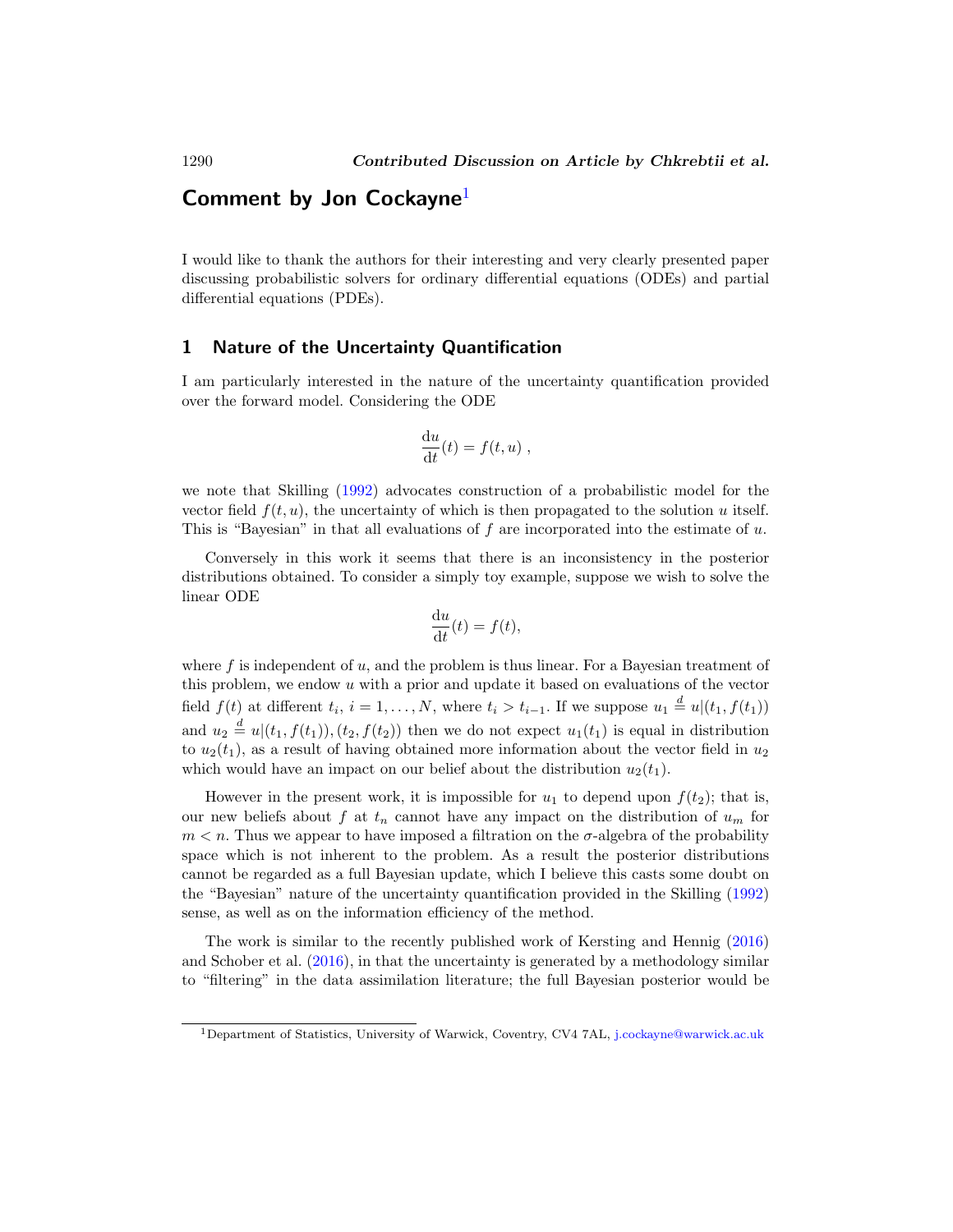# Comment by Jon Cockayne[1]

I would like to thank the authors for their interesting and very clearly presented paper discussing probabilistic solvers for ordinary differential equations (ODEs) and partial differential equations (PDEs).

## 1 Nature of the Uncertainty Quantification

I am particularly interested in the nature of the uncertainty quantification provided over the forward model. Considering the ODE

$$\frac{\mathrm{d}u}{\mathrm{d}t}(t) = f(t, u) \ ,$$

we note that Skilling (1992) advocates construction of a probabilistic model for the vector field $f(t, u)$, the uncertainty of which is then propagated to the solution $u$ itself. This is "Bayesian" in that all evaluations of $f$ are incorporated into the estimate of $u$.

Conversely in this work it seems that there is an inconsistency in the posterior distributions obtained. To consider a simply toy example, suppose we wish to solve the linear ODE

$$\frac{\mathrm{d}u}{\mathrm{d}t}(t) = f(t),$$

where $f$ is independent of $u$, and the problem is thus linear. For a Bayesian treatment of this problem, we endow $u$ with a prior and update it based on evaluations of the vector field $f(t)$ at different $t_i$, $i = 1, \dots, N$, where $t_i > t_{i-1}$. If we suppose $u_1 \stackrel{d}{=} u|(t_1, f(t_1))$ and $u_2 \stackrel{d}{=} u|(t_1, f(t_1)), (t_2, f(t_2))$ then we do not expect $u_1(t_1)$ is equal in distribution to $u_2(t_1)$, as a result of having obtained more information about the vector field in $u_2$ which would have an impact on our belief about the distribution $u_2(t_1)$.

However in the present work, it is impossible for $u_1$ to depend upon $f(t_2)$; that is, our new beliefs about $f$ at $t_n$ cannot have any impact on the distribution of $u_m$ for $m < n$. Thus we appear to have imposed a filtration on the $\sigma$-algebra of the probability space which is not inherent to the problem. As a result the posterior distributions cannot be regarded as a full Bayesian update, which I believe this casts some doubt on the "Bayesian" nature of the uncertainty quantification provided in the Skilling (1992) sense, as well as on the information efficiency of the method.

The work is similar to the recently published work of Kersting and Hennig (2016) and Schober et al. (2016), in that the uncertainty is generated by a methodology similar to "filtering" in the data assimilation literature; the full Bayesian posterior would be

[1] Department of Statistics, University of Warwick, Coventry, CV4 7AL, j.cockayne@warwick.ac.uk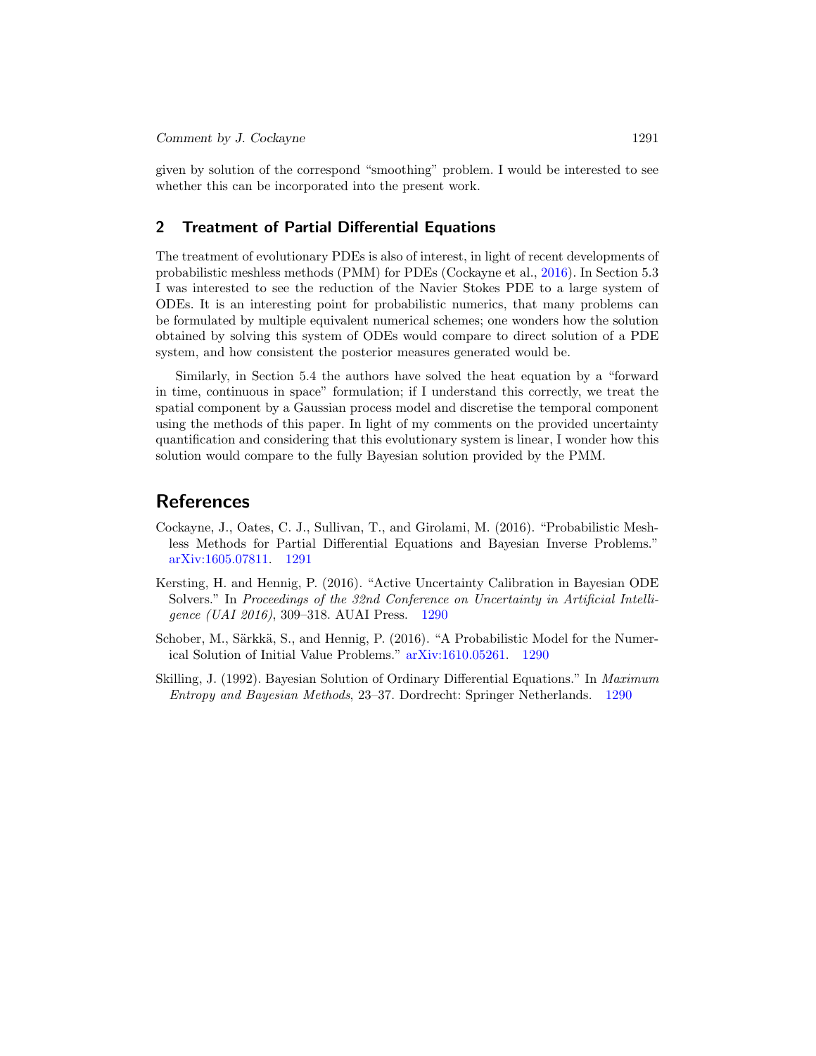given by solution of the correspond "smoothing" problem. I would be interested to see whether this can be incorporated into the present work.

## 2 Treatment of Partial Differential Equations

The treatment of evolutionary PDEs is also of interest, in light of recent developments of probabilistic meshless methods (PMM) for PDEs (Cockayne et al., 2016). In Section 5.3 I was interested to see the reduction of the Navier Stokes PDE to a large system of ODEs. It is an interesting point for probabilistic numerics, that many problems can be formulated by multiple equivalent numerical schemes; one wonders how the solution obtained by solving this system of ODEs would compare to direct solution of a PDE system, and how consistent the posterior measures generated would be.

Similarly, in Section 5.4 the authors have solved the heat equation by a "forward in time, continuous in space" formulation; if I understand this correctly, we treat the spatial component by a Gaussian process model and discretise the temporal component using the methods of this paper. In light of my comments on the provided uncertainty quantification and considering that this evolutionary system is linear, I wonder how this solution would compare to the fully Bayesian solution provided by the PMM.

## References

Cockayne, J., Oates, C. J., Sullivan, T., and Girolami, M. (2016). "Probabilistic Meshless Methods for Partial Differential Equations and Bayesian Inverse Problems." arXiv:1605.07811. 1291

Kersting, H. and Hennig, P. (2016). "Active Uncertainty Calibration in Bayesian ODE Solvers." In *Proceedings of the 32nd Conference on Uncertainty in Artificial Intelligence (UAI 2016)*, 309–318. AUAI Press. 1290

Schober, M., Särkkä, S., and Hennig, P. (2016). "A Probabilistic Model for the Numerical Solution of Initial Value Problems." arXiv:1610.05261. 1290

Skilling, J. (1992). Bayesian Solution of Ordinary Differential Equations." In *Maximum Entropy and Bayesian Methods*, 23–37. Dordrecht: Springer Netherlands. 1290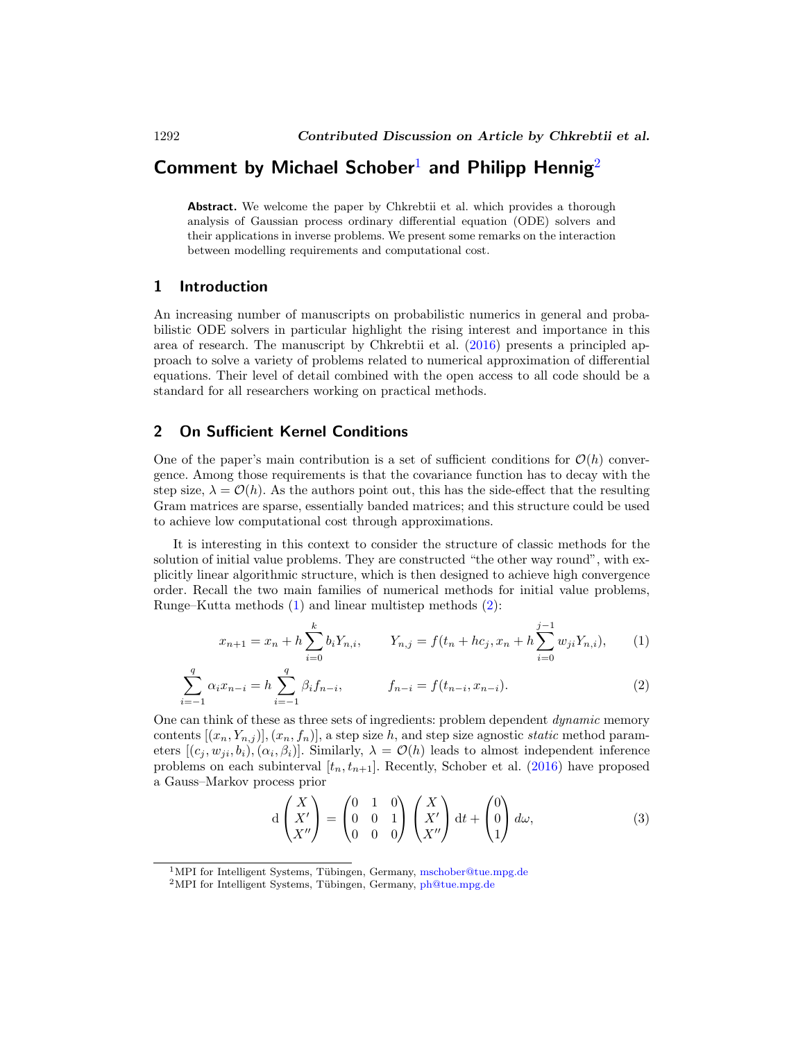## Comment by Michael Schober[1] and Philipp Hennig[2]

**Abstract.** We welcome the paper by Chkrebtii et al. which provides a thorough analysis of Gaussian process ordinary differential equation (ODE) solvers and their applications in inverse problems. We present some remarks on the interaction between modelling requirements and computational cost.

### 1 Introduction

An increasing number of manuscripts on probabilistic numerics in general and probabilistic ODE solvers in particular highlight the rising interest and importance in this area of research. The manuscript by Chkrebtii et al. (2016) presents a principled approach to solve a variety of problems related to numerical approximation of differential equations. Their level of detail combined with the open access to all code should be a standard for all researchers working on practical methods.

### 2 On Sufficient Kernel Conditions

One of the paper's main contribution is a set of sufficient conditions for $\mathcal{O}(h)$ convergence. Among those requirements is that the covariance function has to decay with the step size, $\lambda = \mathcal{O}(h)$. As the authors point out, this has the side-effect that the resulting Gram matrices are sparse, essentially banded matrices; and this structure could be used to achieve low computational cost through approximations.

It is interesting in this context to consider the structure of classic methods for the solution of initial value problems. They are constructed "the other way round", with explicitly linear algorithmic structure, which is then designed to achieve high convergence order. Recall the two main families of numerical methods for initial value problems, Runge–Kutta methods (1) and linear multistep methods (2):

$$x_{n+1} = x_n + h \sum_{i=0}^{k} b_i Y_{n,i}, \qquad Y_{n,j} = f(t_n + hc_j, x_n + h \sum_{i=0}^{j-1} w_{ji} Y_{n,i}), \tag{1}$$

$$\sum_{i=-1}^{q} \alpha_i x_{n-i} = h \sum_{i=-1}^{q} \beta_i f_{n-i}, \qquad f_{n-i} = f(t_{n-i}, x_{n-i}). \tag{2}$$

One can think of these as three sets of ingredients: problem dependent *dynamic* memory contents $[(x_n, Y_{n,j})], (x_n, f_n)]$, a step size $h$, and step size agnostic *static* method parameters $[(c_j, w_{ji}, b_i), (\alpha_i, \beta_i)]$. Similarly, $\lambda = \mathcal{O}(h)$ leads to almost independent inference problems on each subinterval $[t_n, t_{n+1}]$. Recently, Schober et al. (2016) have proposed a Gauss–Markov process prior

$$\mathrm{d} \begin{pmatrix} X \\ X' \\ X'' \end{pmatrix} = \begin{pmatrix} 0 & 1 & 0 \\ 0 & 0 & 1 \\ 0 & 0 & 0 \end{pmatrix} \begin{pmatrix} X \\ X' \\ X'' \end{pmatrix} \mathrm{d}t + \begin{pmatrix} 0 \\ 0 \\ 1 \end{pmatrix} d\omega, \tag{3}$$

[1] MPI for Intelligent Systems, Tübingen, Germany, mschober@tue.mpg.de

[2] MPI for Intelligent Systems, Tübingen, Germany, ph@tue.mpg.de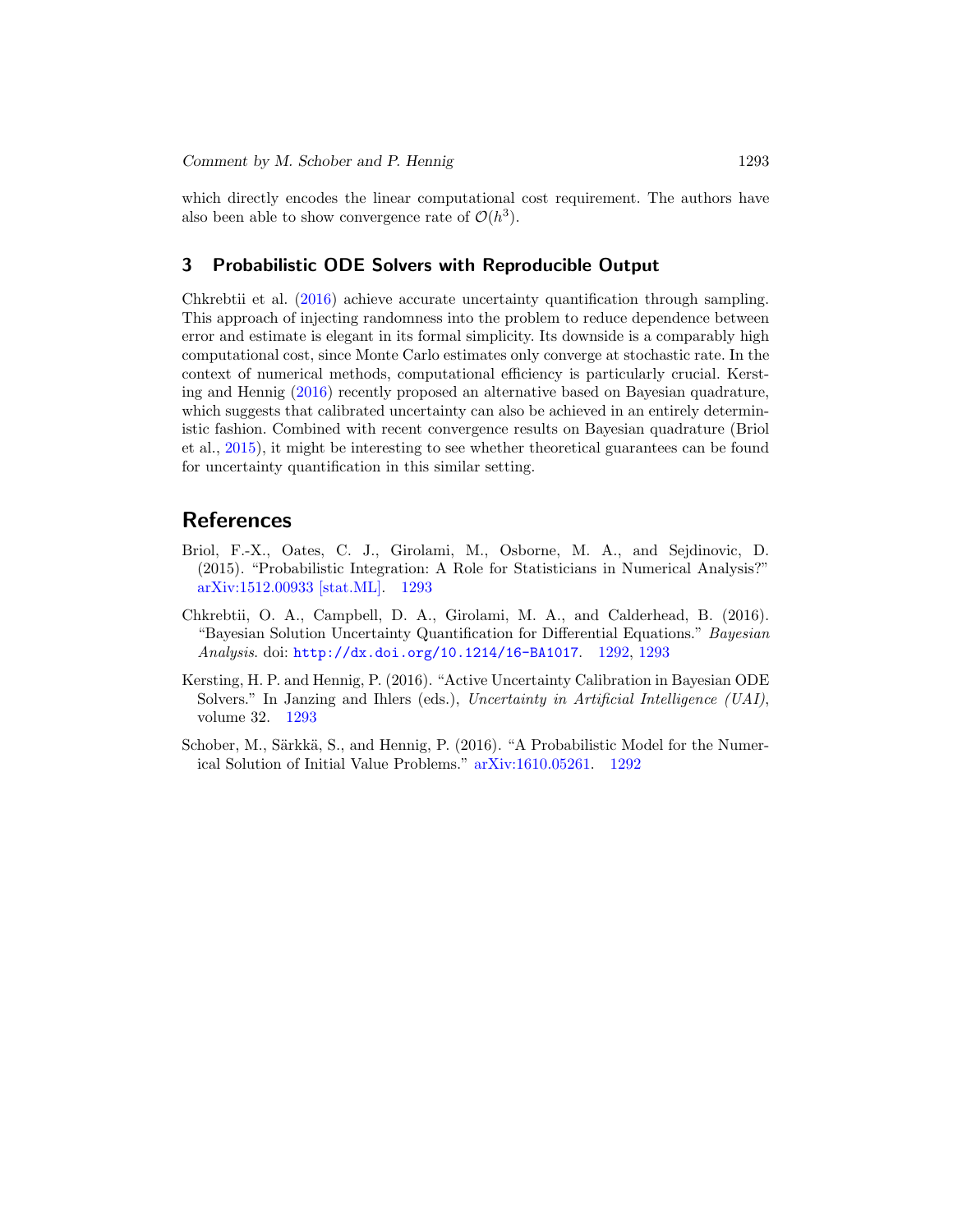which directly encodes the linear computational cost requirement. The authors have also been able to show convergence rate of $\mathcal{O}(h^3)$.

## 3 Probabilistic ODE Solvers with Reproducible Output

Chkrebtii et al. (2016) achieve accurate uncertainty quantification through sampling. This approach of injecting randomness into the problem to reduce dependence between error and estimate is elegant in its formal simplicity. Its downside is a comparably high computational cost, since Monte Carlo estimates only converge at stochastic rate. In the context of numerical methods, computational efficiency is particularly crucial. Kersting and Hennig (2016) recently proposed an alternative based on Bayesian quadrature, which suggests that calibrated uncertainty can also be achieved in an entirely deterministic fashion. Combined with recent convergence results on Bayesian quadrature (Briol et al., 2015), it might be interesting to see whether theoretical guarantees can be found for uncertainty quantification in this similar setting.

## References

Briol, F.-X., Oates, C. J., Girolami, M., Osborne, M. A., and Sejdinovic, D. (2015). "Probabilistic Integration: A Role for Statisticians in Numerical Analysis?" arXiv:1512.00933 [stat.ML]. 1293

Chkrebtii, O. A., Campbell, D. A., Girolami, M. A., and Calderhead, B. (2016). "Bayesian Solution Uncertainty Quantification for Differential Equations." *Bayesian Analysis*. doi: http://dx.doi.org/10.1214/16-BA1017. 1292, 1293

Kersting, H. P. and Hennig, P. (2016). "Active Uncertainty Calibration in Bayesian ODE Solvers." In Janzing and Ihlers (eds.), *Uncertainty in Artificial Intelligence (UAI)*, volume 32. 1293

Schober, M., Särkkä, S., and Hennig, P. (2016). "A Probabilistic Model for the Numerical Solution of Initial Value Problems." arXiv:1610.05261. 1292